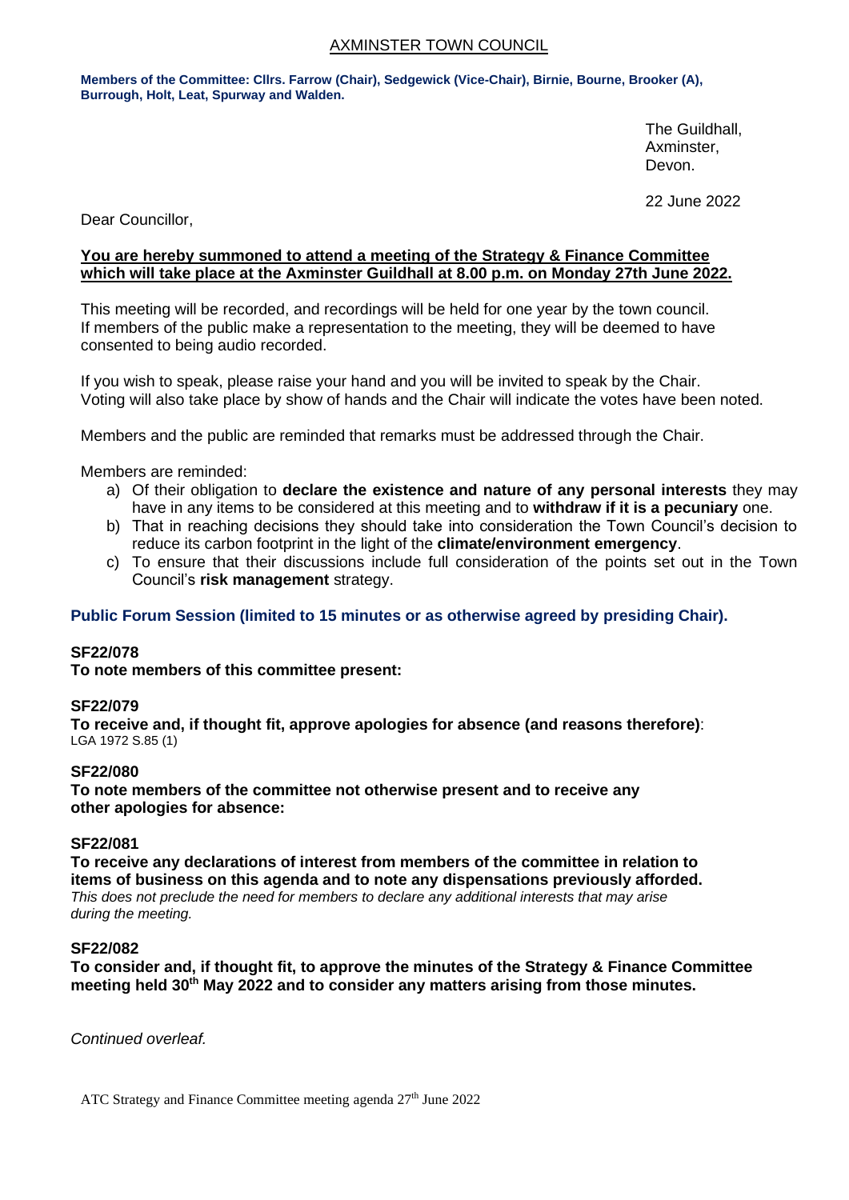# AXMINSTER TOWN COUNCIL

**Members of the Committee: Cllrs. Farrow (Chair), Sedgewick (Vice-Chair), Birnie, Bourne, Brooker (A), Burrough, Holt, Leat, Spurway and Walden.**

The Guildhall,
Axminster,
Devon.

22 June 2022

Dear Councillor,

**You are hereby summoned to attend a meeting of the Strategy & Finance Committee which will take place at the Axminster Guildhall at 8.00 p.m. on Monday 27th June 2022.**

This meeting will be recorded, and recordings will be held for one year by the town council. If members of the public make a representation to the meeting, they will be deemed to have consented to being audio recorded.

If you wish to speak, please raise your hand and you will be invited to speak by the Chair. Voting will also take place by show of hands and the Chair will indicate the votes have been noted.

Members and the public are reminded that remarks must be addressed through the Chair.

Members are reminded:

a) Of their obligation to **declare the existence and nature of any personal interests** they may have in any items to be considered at this meeting and to **withdraw if it is a pecuniary** one.
b) That in reaching decisions they should take into consideration the Town Council's decision to reduce its carbon footprint in the light of the **climate/environment emergency**.
c) To ensure that their discussions include full consideration of the points set out in the Town Council's **risk management** strategy.

**Public Forum Session (limited to 15 minutes or as otherwise agreed by presiding Chair).**

**SF22/078**
**To note members of this committee present:**

**SF22/079**
**To receive and, if thought fit, approve apologies for absence (and reasons therefore)**:
LGA 1972 S.85 (1)

**SF22/080**
**To note members of the committee not otherwise present and to receive any other apologies for absence:**

**SF22/081**
**To receive any declarations of interest from members of the committee in relation to items of business on this agenda and to note any dispensations previously afforded.**
*This does not preclude the need for members to declare any additional interests that may arise during the meeting.*

**SF22/082**
**To consider and, if thought fit, to approve the minutes of the Strategy & Finance Committee meeting held 30th May 2022 and to consider any matters arising from those minutes.**

*Continued overleaf.*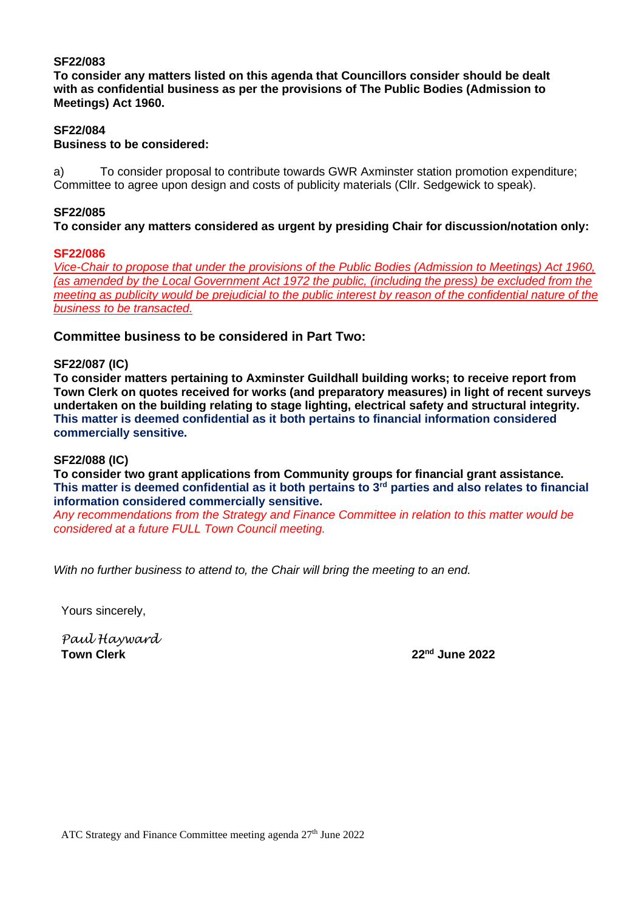**SF22/083**
**To consider any matters listed on this agenda that Councillors consider should be dealt with as confidential business as per the provisions of The Public Bodies (Admission to Meetings) Act 1960.**

**SF22/084**
**Business to be considered:**

a) To consider proposal to contribute towards GWR Axminster station promotion expenditure; Committee to agree upon design and costs of publicity materials (Cllr. Sedgewick to speak).

**SF22/085**
**To consider any matters considered as urgent by presiding Chair for discussion/notation only:**

**SF22/086**
*Vice-Chair to propose that under the provisions of the Public Bodies (Admission to Meetings) Act 1960, (as amended by the Local Government Act 1972 the public, (including the press) be excluded from the meeting as publicity would be prejudicial to the public interest by reason of the confidential nature of the business to be transacted.*

**Committee business to be considered in Part Two:**

**SF22/087 (IC)**
**To consider matters pertaining to Axminster Guildhall building works; to receive report from Town Clerk on quotes received for works (and preparatory measures) in light of recent surveys undertaken on the building relating to stage lighting, electrical safety and structural integrity.**
**This matter is deemed confidential as it both pertains to financial information considered commercially sensitive.**

**SF22/088 (IC)**
**To consider two grant applications from Community groups for financial grant assistance.**
**This matter is deemed confidential as it both pertains to 3rd parties and also relates to financial information considered commercially sensitive.**
*Any recommendations from the Strategy and Finance Committee in relation to this matter would be considered at a future FULL Town Council meeting.*

*With no further business to attend to, the Chair will bring the meeting to an end.*

Yours sincerely,

*Paul Hayward*
**Town Clerk** **22nd June 2022**